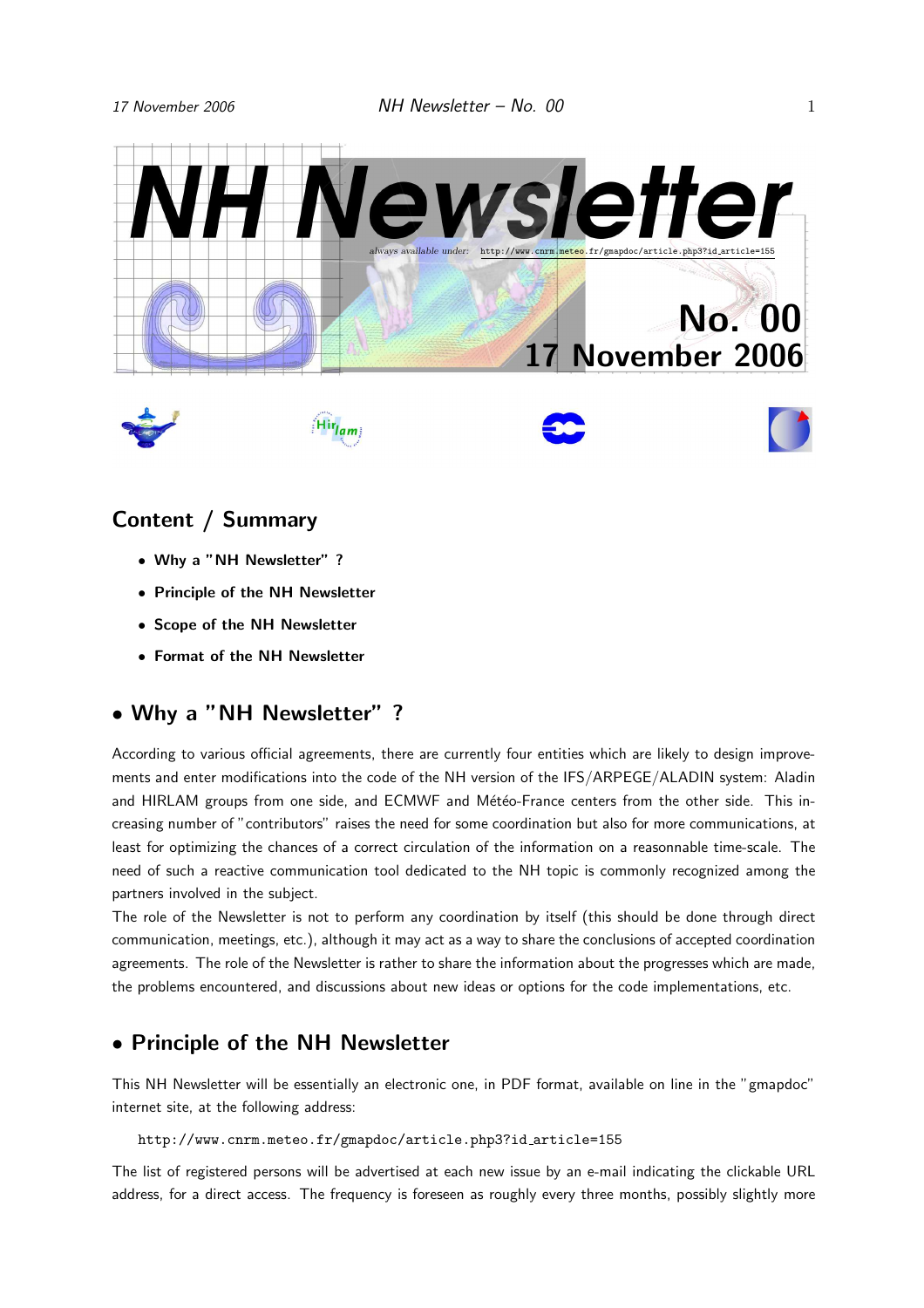# NH Newsletter

*always available under:* http://www.cnrm.meteo.fr/gmapdoc/article.php3?id_article=155

**No. 00**

**17 November 2006**

## Content / Summary

- **Why a "NH Newsletter" ?**
- **Principle of the NH Newsletter**
- **Scope of the NH Newsletter**
- **Format of the NH Newsletter**

## • Why a "NH Newsletter" ?

According to various official agreements, there are currently four entities which are likely to design improvements and enter modifications into the code of the NH version of the IFS/ARPEGE/ALADIN system: Aladin and HIRLAM groups from one side, and ECMWF and Météo-France centers from the other side. This increasing number of "contributors" raises the need for some coordination but also for more communications, at least for optimizing the chances of a correct circulation of the information on a reasonnable time-scale. The need of such a reactive communication tool dedicated to the NH topic is commonly recognized among the partners involved in the subject.

The role of the Newsletter is not to perform any coordination by itself (this should be done through direct communication, meetings, etc.), although it may act as a way to share the conclusions of accepted coordination agreements. The role of the Newsletter is rather to share the information about the progresses which are made, the problems encountered, and discussions about new ideas or options for the code implementations, etc.

## • Principle of the NH Newsletter

This NH Newsletter will be essentially an electronic one, in PDF format, available on line in the "gmapdoc" internet site, at the following address:

```
http://www.cnrm.meteo.fr/gmapdoc/article.php3?id_article=155
```

The list of registered persons will be advertised at each new issue by an e-mail indicating the clickable URL address, for a direct access. The frequency is foreseen as roughly every three months, possibly slightly more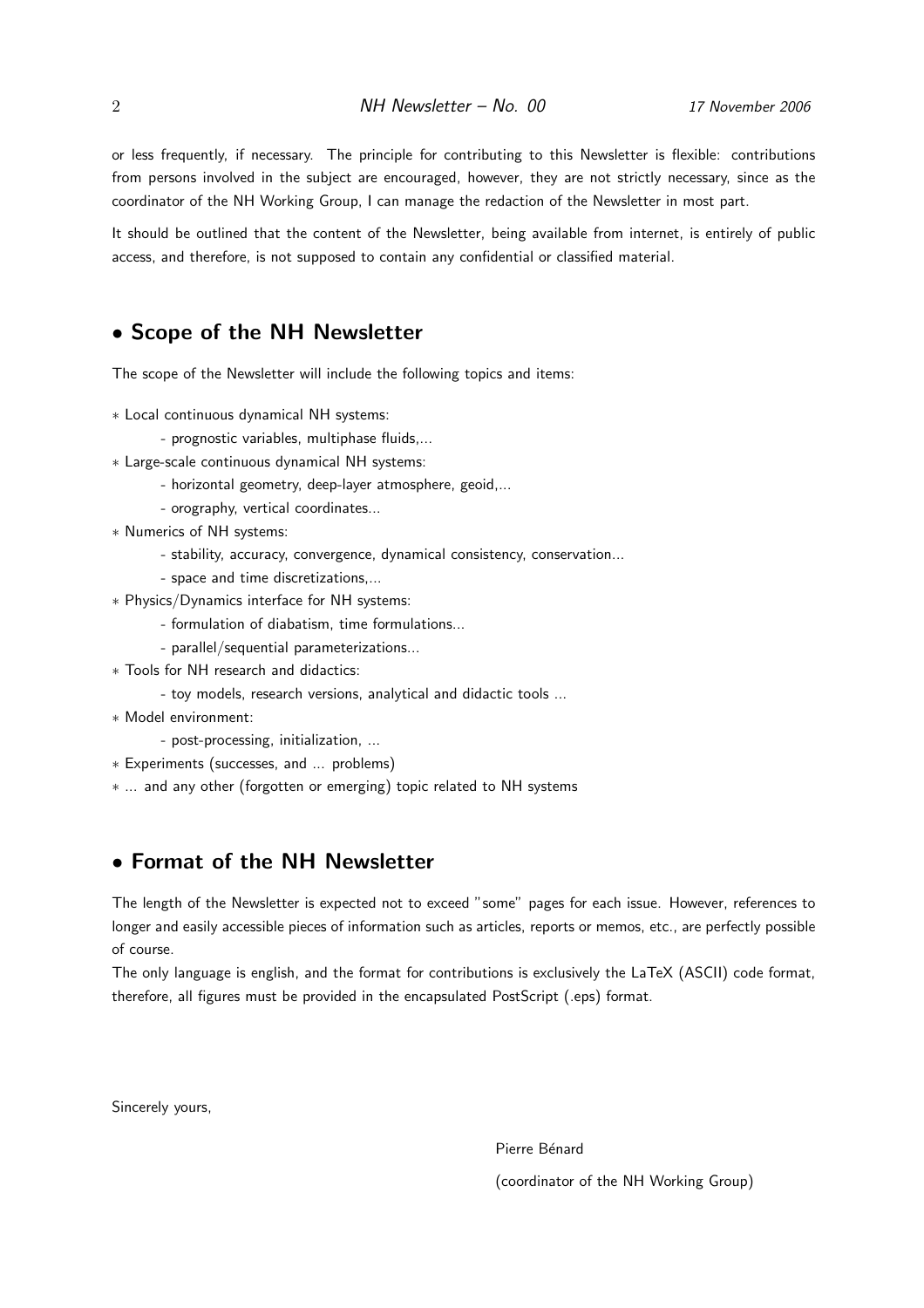or less frequently, if necessary. The principle for contributing to this Newsletter is flexible: contributions from persons involved in the subject are encouraged, however, they are not strictly necessary, since as the coordinator of the NH Working Group, I can manage the redaction of the Newsletter in most part.

It should be outlined that the content of the Newsletter, being available from internet, is entirely of public access, and therefore, is not supposed to contain any confidential or classified material.

## • Scope of the NH Newsletter

The scope of the Newsletter will include the following topics and items:

∗ Local continuous dynamical NH systems:
  - prognostic variables, multiphase fluids,...

∗ Large-scale continuous dynamical NH systems:
  - horizontal geometry, deep-layer atmosphere, geoid,...
  - orography, vertical coordinates...

∗ Numerics of NH systems:
  - stability, accuracy, convergence, dynamical consistency, conservation...
  - space and time discretizations,...

∗ Physics/Dynamics interface for NH systems:
  - formulation of diabatism, time formulations...
  - parallel/sequential parameterizations...

∗ Tools for NH research and didactics:
  - toy models, research versions, analytical and didactic tools ...

∗ Model environment:
  - post-processing, initialization, ...

∗ Experiments (successes, and ... problems)

∗ ... and any other (forgotten or emerging) topic related to NH systems

## • Format of the NH Newsletter

The length of the Newsletter is expected not to exceed "some" pages for each issue. However, references to longer and easily accessible pieces of information such as articles, reports or memos, etc., are perfectly possible of course.

The only language is english, and the format for contributions is exclusively the LaTeX (ASCII) code format, therefore, all figures must be provided in the encapsulated PostScript (.eps) format.

Sincerely yours,

Pierre Bénard

(coordinator of the NH Working Group)